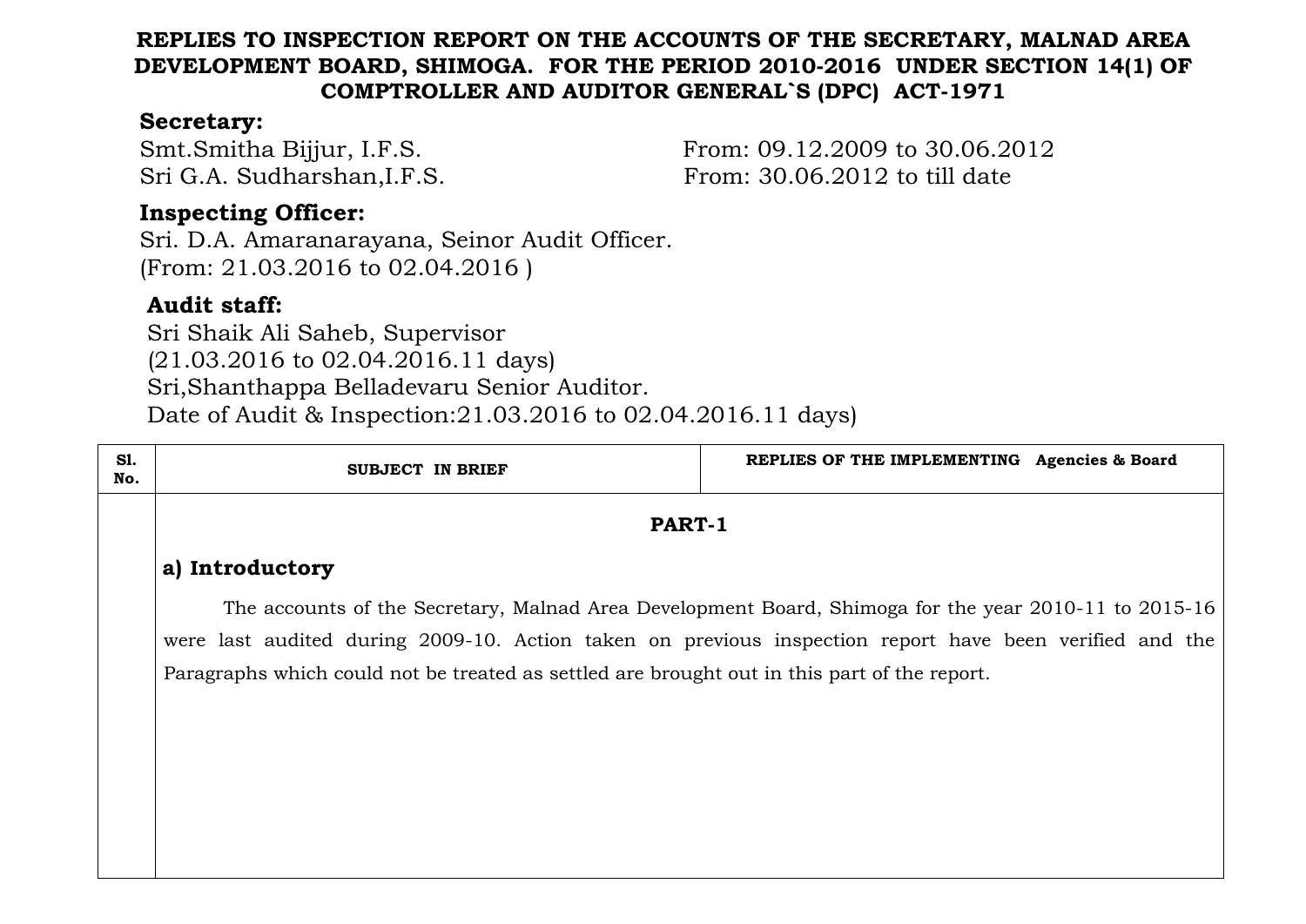# REPLIES TO INSPECTION REPORT ON THE ACCOUNTS OF THE SECRETARY, MALNAD AREA DEVELOPMENT BOARD, SHIMOGA. FOR THE PERIOD 2010-2016 UNDER SECTION 14(1) OF COMPTROLLER AND AUDITOR GENERAL`S (DPC) ACT-1971

**Secretary:**

Smt.Smitha Bijjur, I.F.S. From: 09.12.2009 to 30.06.2012
Sri G.A. Sudharshan,I.F.S. From: 30.06.2012 to till date

**Inspecting Officer:**

Sri. D.A. Amaranarayana, Seinor Audit Officer.
(From: 21.03.2016 to 02.04.2016 )

**Audit staff:**

Sri Shaik Ali Saheb, Supervisor
(21.03.2016 to 02.04.2016.11 days)
Sri,Shanthappa Belladevaru Senior Auditor.
Date of Audit & Inspection:21.03.2016 to 02.04.2016.11 days)

| Sl. No. | SUBJECT IN BRIEF | REPLIES OF THE IMPLEMENTING Agencies & Board |
|---|---|---|
| | **PART-1**<br><br>**a) Introductory**<br><br>The accounts of the Secretary, Malnad Area Development Board, Shimoga for the year 2010-11 to 2015-16 were last audited during 2009-10. Action taken on previous inspection report have been verified and the Paragraphs which could not be treated as settled are brought out in this part of the report. | |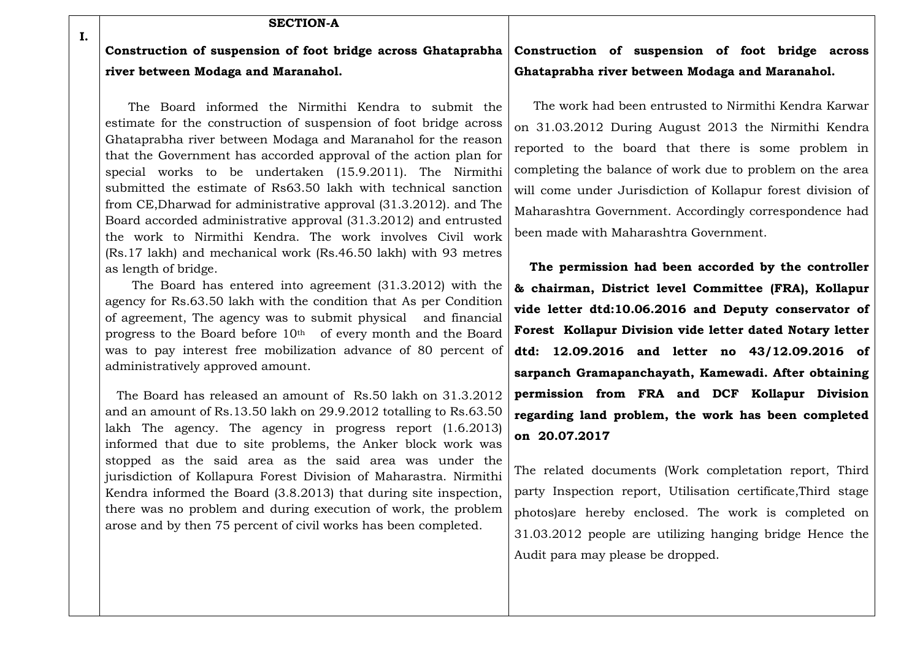| | | |
|---|---|---|
| **I.** | **SECTION-A**<br><br>**Construction of suspension of foot bridge across Ghataprabha river between Modaga and Maranahol.**<br><br>The Board informed the Nirmithi Kendra to submit the estimate for the construction of suspension of foot bridge across Ghataprabha river between Modaga and Maranahol for the reason that the Government has accorded approval of the action plan for special works to be undertaken (15.9.2011). The Nirmithi submitted the estimate of Rs63.50 lakh with technical sanction from CE,Dharwad for administrative approval (31.3.2012). and The Board accorded administrative approval (31.3.2012) and entrusted the work to Nirmithi Kendra. The work involves Civil work (Rs.17 lakh) and mechanical work (Rs.46.50 lakh) with 93 metres as length of bridge.<br><br>The Board has entered into agreement (31.3.2012) with the agency for Rs.63.50 lakh with the condition that As per Condition of agreement, The agency was to submit physical and financial progress to the Board before 10th of every month and the Board was to pay interest free mobilization advance of 80 percent of administratively approved amount.<br><br>The Board has released an amount of Rs.50 lakh on 31.3.2012 and an amount of Rs.13.50 lakh on 29.9.2012 totalling to Rs.63.50 lakh The agency. The agency in progress report (1.6.2013) informed that due to site problems, the Anker block work was stopped as the said area as the said area was under the jurisdiction of Kollapura Forest Division of Maharastra. Nirmithi Kendra informed the Board (3.8.2013) that during site inspection, there was no problem and during execution of work, the problem arose and by then 75 percent of civil works has been completed. | **Construction of suspension of foot bridge across Ghataprabha river between Modaga and Maranahol.**<br><br>The work had been entrusted to Nirmithi Kendra Karwar on 31.03.2012 During August 2013 the Nirmithi Kendra reported to the board that there is some problem in completing the balance of work due to problem on the area will come under Jurisdiction of Kollapur forest division of Maharashtra Government. Accordingly correspondence had been made with Maharashtra Government.<br><br>**The permission had been accorded by the controller & chairman, District level Committee (FRA), Kollapur vide letter dtd:10.06.2016 and Deputy conservator of Forest Kollapur Division vide letter dated Notary letter dtd: 12.09.2016 and letter no 43/12.09.2016 of sarpanch Gramapanchayath, Kamewadi. After obtaining permission from FRA and DCF Kollapur Division regarding land problem, the work has been completed on 20.07.2017**<br><br>The related documents (Work completation report, Third party Inspection report, Utilisation certificate,Third stage photos)are hereby enclosed. The work is completed on 31.03.2012 people are utilizing hanging bridge Hence the Audit para may please be dropped. |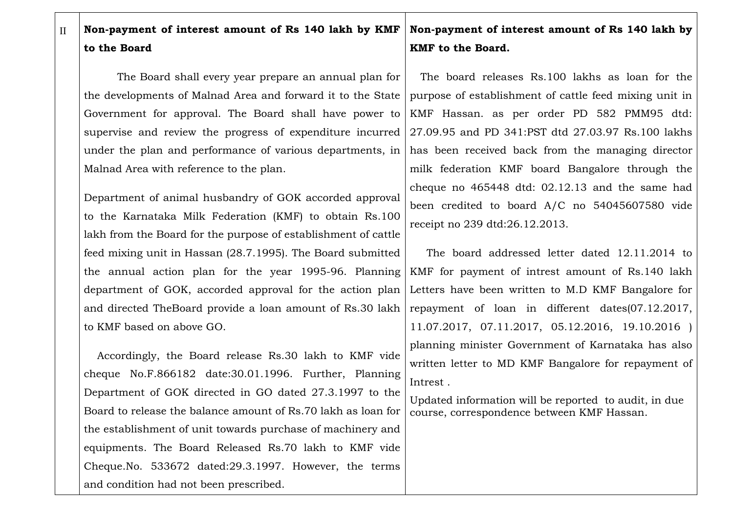| | | |
|---|---|---|
| II | **Non-payment of interest amount of Rs 140 lakh by KMF to the Board**<br><br>The Board shall every year prepare an annual plan for the developments of Malnad Area and forward it to the State Government for approval. The Board shall have power to supervise and review the progress of expenditure incurred under the plan and performance of various departments, in Malnad Area with reference to the plan.<br><br>Department of animal husbandry of GOK accorded approval to the Karnataka Milk Federation (KMF) to obtain Rs.100 lakh from the Board for the purpose of establishment of cattle feed mixing unit in Hassan (28.7.1995). The Board submitted the annual action plan for the year 1995-96. Planning department of GOK, accorded approval for the action plan and directed TheBoard provide a loan amount of Rs.30 lakh to KMF based on above GO.<br><br>Accordingly, the Board release Rs.30 lakh to KMF vide cheque No.F.866182 date:30.01.1996. Further, Planning Department of GOK directed in GO dated 27.3.1997 to the Board to release the balance amount of Rs.70 lakh as loan for the establishment of unit towards purchase of machinery and equipments. The Board Released Rs.70 lakh to KMF vide Cheque.No. 533672 dated:29.3.1997. However, the terms and condition had not been prescribed. | **Non-payment of interest amount of Rs 140 lakh by KMF to the Board.**<br><br>The board releases Rs.100 lakhs as loan for the purpose of establishment of cattle feed mixing unit in KMF Hassan. as per order PD 582 PMM95 dtd: 27.09.95 and PD 341:PST dtd 27.03.97 Rs.100 lakhs has been received back from the managing director milk federation KMF board Bangalore through the cheque no 465448 dtd: 02.12.13 and the same had been credited to board A/C no 54045607580 vide receipt no 239 dtd:26.12.2013.<br><br>The board addressed letter dated 12.11.2014 to KMF for payment of intrest amount of Rs.140 lakh Letters have been written to M.D KMF Bangalore for repayment of loan in different dates(07.12.2017, 11.07.2017, 07.11.2017, 05.12.2016, 19.10.2016 ) planning minister Government of Karnataka has also written letter to MD KMF Bangalore for repayment of Intrest .<br>Updated information will be reported to audit, in due course, correspondence between KMF Hassan. |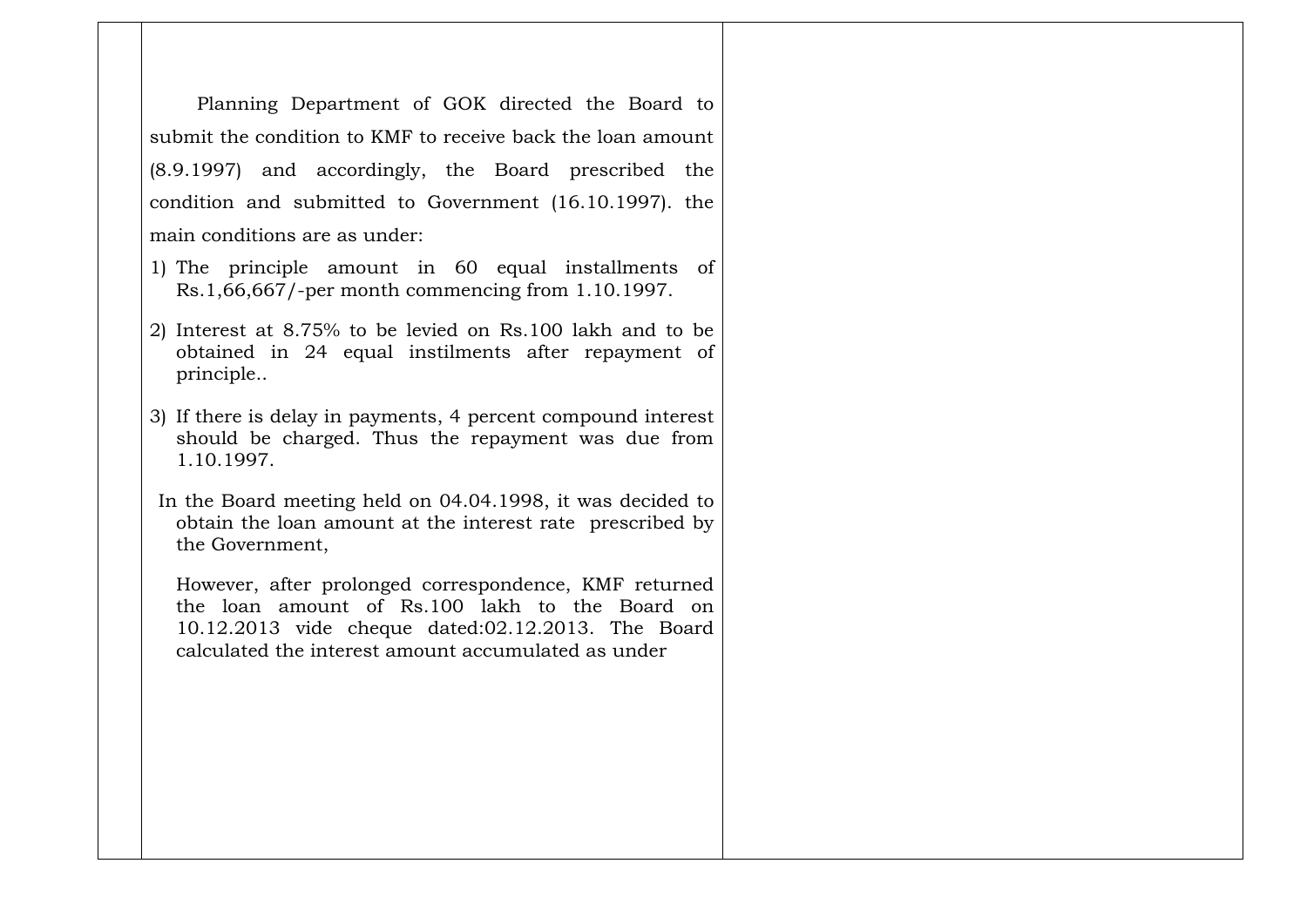Planning Department of GOK directed the Board to submit the condition to KMF to receive back the loan amount (8.9.1997) and accordingly, the Board prescribed the condition and submitted to Government (16.10.1997). the main conditions are as under:

1) The principle amount in 60 equal installments of Rs.1,66,667/-per month commencing from 1.10.1997.
2) Interest at 8.75% to be levied on Rs.100 lakh and to be obtained in 24 equal instilments after repayment of principle..
3) If there is delay in payments, 4 percent compound interest should be charged. Thus the repayment was due from 1.10.1997.

In the Board meeting held on 04.04.1998, it was decided to obtain the loan amount at the interest rate prescribed by the Government,

However, after prolonged correspondence, KMF returned the loan amount of Rs.100 lakh to the Board on 10.12.2013 vide cheque dated:02.12.2013. The Board calculated the interest amount accumulated as under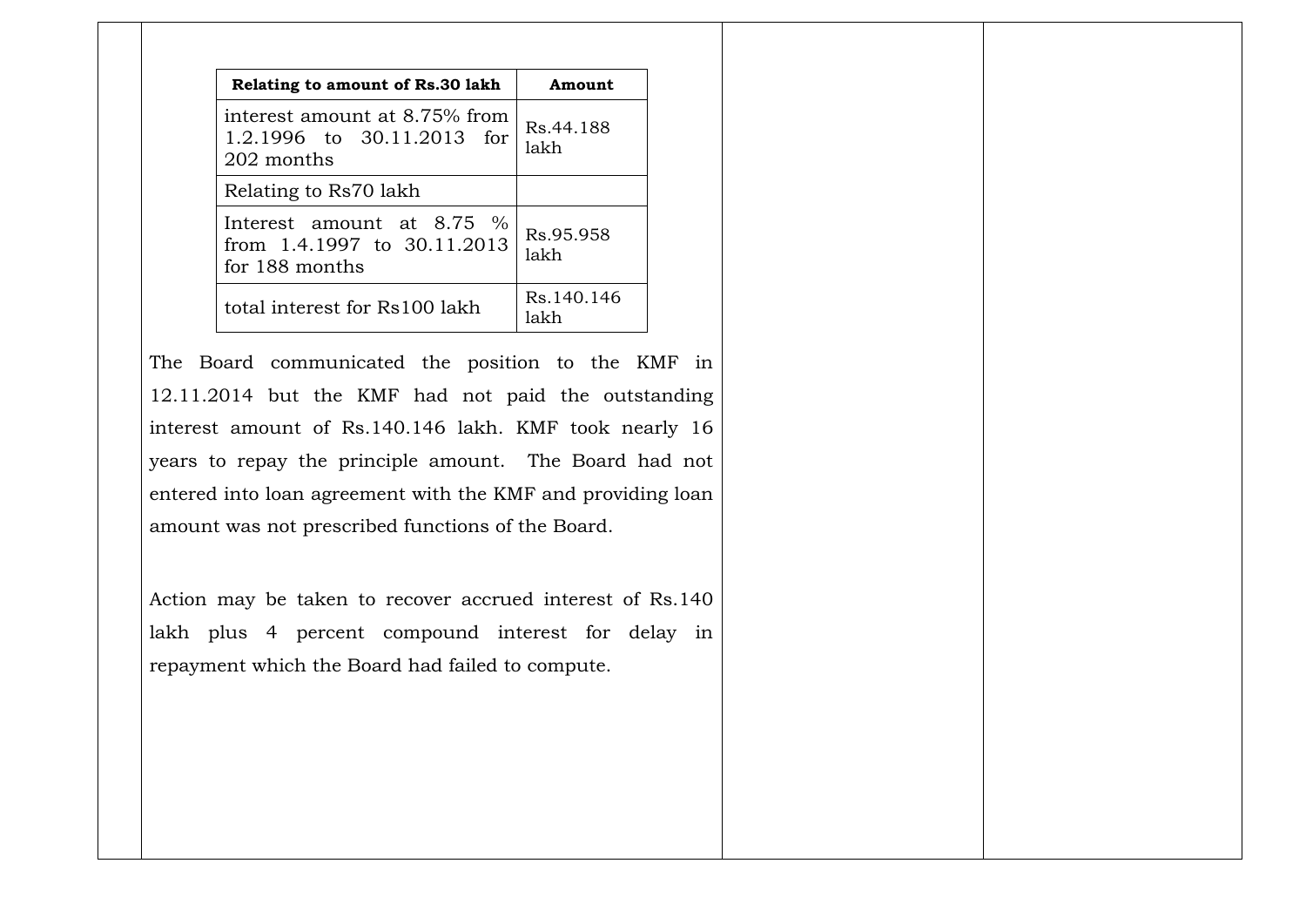| Relating to amount of Rs.30 lakh | Amount |
|---|---|
| interest amount at 8.75% from 1.2.1996 to 30.11.2013 for 202 months | Rs.44.188 lakh |
| Relating to Rs70 lakh | |
| Interest amount at 8.75 % from 1.4.1997 to 30.11.2013 for 188 months | Rs.95.958 lakh |
| total interest for Rs100 lakh | Rs.140.146 lakh |

The Board communicated the position to the KMF in 12.11.2014 but the KMF had not paid the outstanding interest amount of Rs.140.146 lakh. KMF took nearly 16 years to repay the principle amount. The Board had not entered into loan agreement with the KMF and providing loan amount was not prescribed functions of the Board.

Action may be taken to recover accrued interest of Rs.140 lakh plus 4 percent compound interest for delay in repayment which the Board had failed to compute.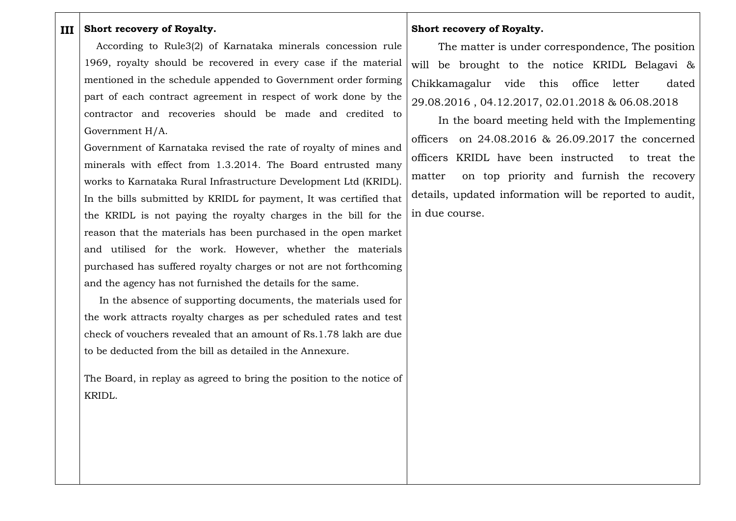| | | |
|---|---|---|
| **III** | **Short recovery of Royalty.**<br>According to Rule3(2) of Karnataka minerals concession rule 1969, royalty should be recovered in every case if the material mentioned in the schedule appended to Government order forming part of each contract agreement in respect of work done by the contractor and recoveries should be made and credited to Government H/A.<br>Government of Karnataka revised the rate of royalty of mines and minerals with effect from 1.3.2014. The Board entrusted many works to Karnataka Rural Infrastructure Development Ltd (KRIDL). In the bills submitted by KRIDL for payment, It was certified that the KRIDL is not paying the royalty charges in the bill for the reason that the materials has been purchased in the open market and utilised for the work. However, whether the materials purchased has suffered royalty charges or not are not forthcoming and the agency has not furnished the details for the same.<br>In the absence of supporting documents, the materials used for the work attracts royalty charges as per scheduled rates and test check of vouchers revealed that an amount of Rs.1.78 lakh are due to be deducted from the bill as detailed in the Annexure.<br><br>The Board, in replay as agreed to bring the position to the notice of KRIDL. | **Short recovery of Royalty.**<br>The matter is under correspondence, The position will be brought to the notice KRIDL Belagavi & Chikkamagalur vide this office letter dated 29.08.2016 , 04.12.2017, 02.01.2018 & 06.08.2018<br>In the board meeting held with the Implementing officers on 24.08.2016 & 26.09.2017 the concerned officers KRIDL have been instructed to treat the matter on top priority and furnish the recovery details, updated information will be reported to audit, in due course. |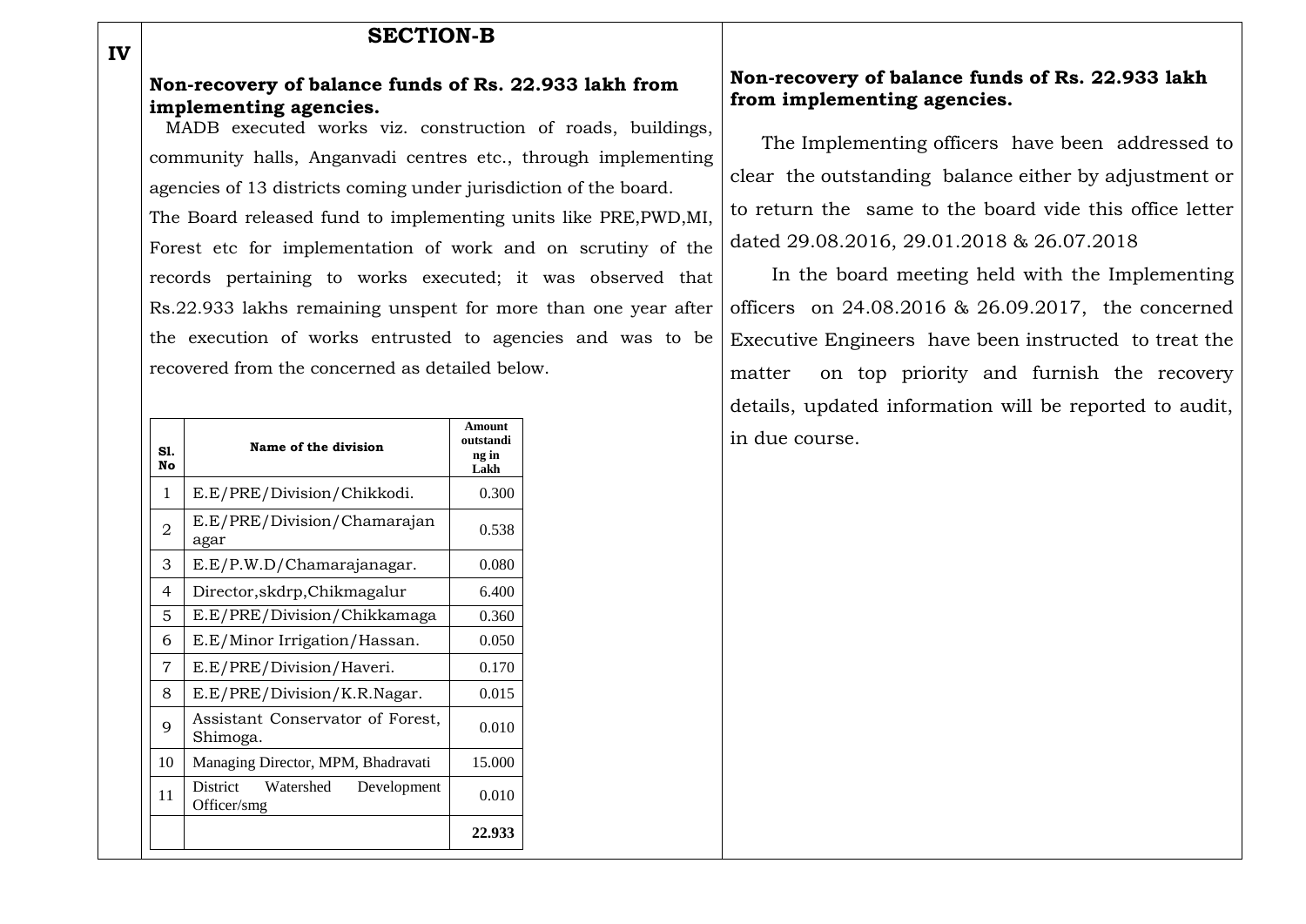IV

## SECTION-B

**Non-recovery of balance funds of Rs. 22.933 lakh from implementing agencies.**

MADB executed works viz. construction of roads, buildings, community halls, Anganvadi centres etc., through implementing agencies of 13 districts coming under jurisdiction of the board.

The Board released fund to implementing units like PRE,PWD,MI, Forest etc for implementation of work and on scrutiny of the records pertaining to works executed; it was observed that Rs.22.933 lakhs remaining unspent for more than one year after the execution of works entrusted to agencies and was to be recovered from the concerned as detailed below.

| Sl. No | Name of the division | Amount outstanding in Lakh |
|---|---|---|
| 1 | E.E/PRE/Division/Chikkodi. | 0.300 |
| 2 | E.E/PRE/Division/Chamarajanagar | 0.538 |
| 3 | E.E/P.W.D/Chamarajanagar. | 0.080 |
| 4 | Director,skdrp,Chikmagalur | 6.400 |
| 5 | E.E/PRE/Division/Chikkamaga | 0.360 |
| 6 | E.E/Minor Irrigation/Hassan. | 0.050 |
| 7 | E.E/PRE/Division/Haveri. | 0.170 |
| 8 | E.E/PRE/Division/K.R.Nagar. | 0.015 |
| 9 | Assistant Conservator of Forest, Shimoga. | 0.010 |
| 10 | Managing Director, MPM, Bhadravati | 15.000 |
| 11 | District Watershed Development Officer/smg | 0.010 |
| | | **22.933** |

**Non-recovery of balance funds of Rs. 22.933 lakh from implementing agencies.**

The Implementing officers have been addressed to clear the outstanding balance either by adjustment or to return the same to the board vide this office letter dated 29.08.2016, 29.01.2018 & 26.07.2018

In the board meeting held with the Implementing officers on 24.08.2016 & 26.09.2017, the concerned Executive Engineers have been instructed to treat the matter on top priority and furnish the recovery details, updated information will be reported to audit, in due course.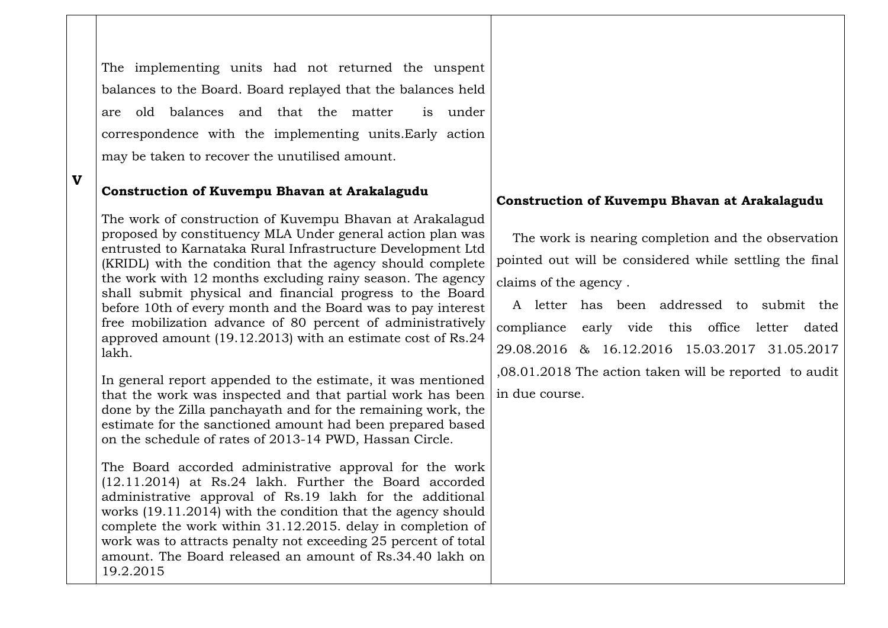| | | |
|---|---|---|
| | The implementing units had not returned the unspent balances to the Board. Board replayed that the balances held are old balances and that the matter is under correspondence with the implementing units.Early action may be taken to recover the unutilised amount. | |
| V | **Construction of Kuvempu Bhavan at Arakalagudu**<br><br>The work of construction of Kuvempu Bhavan at Arakalagud proposed by constituency MLA Under general action plan was entrusted to Karnataka Rural Infrastructure Development Ltd (KRIDL) with the condition that the agency should complete the work with 12 months excluding rainy season. The agency shall submit physical and financial progress to the Board before 10th of every month and the Board was to pay interest free mobilization advance of 80 percent of administratively approved amount (19.12.2013) with an estimate cost of Rs.24 lakh.<br><br>In general report appended to the estimate, it was mentioned that the work was inspected and that partial work has been done by the Zilla panchayath and for the remaining work, the estimate for the sanctioned amount had been prepared based on the schedule of rates of 2013-14 PWD, Hassan Circle.<br><br>The Board accorded administrative approval for the work (12.11.2014) at Rs.24 lakh. Further the Board accorded administrative approval of Rs.19 lakh for the additional works (19.11.2014) with the condition that the agency should complete the work within 31.12.2015. delay in completion of work was to attracts penalty not exceeding 25 percent of total amount. The Board released an amount of Rs.34.40 lakh on 19.2.2015 | **Construction of Kuvempu Bhavan at Arakalagudu**<br><br>The work is nearing completion and the observation pointed out will be considered while settling the final claims of the agency .<br><br>A letter has been addressed to submit the compliance early vide this office letter dated 29.08.2016 & 16.12.2016 15.03.2017 31.05.2017 ,08.01.2018 The action taken will be reported to audit in due course. |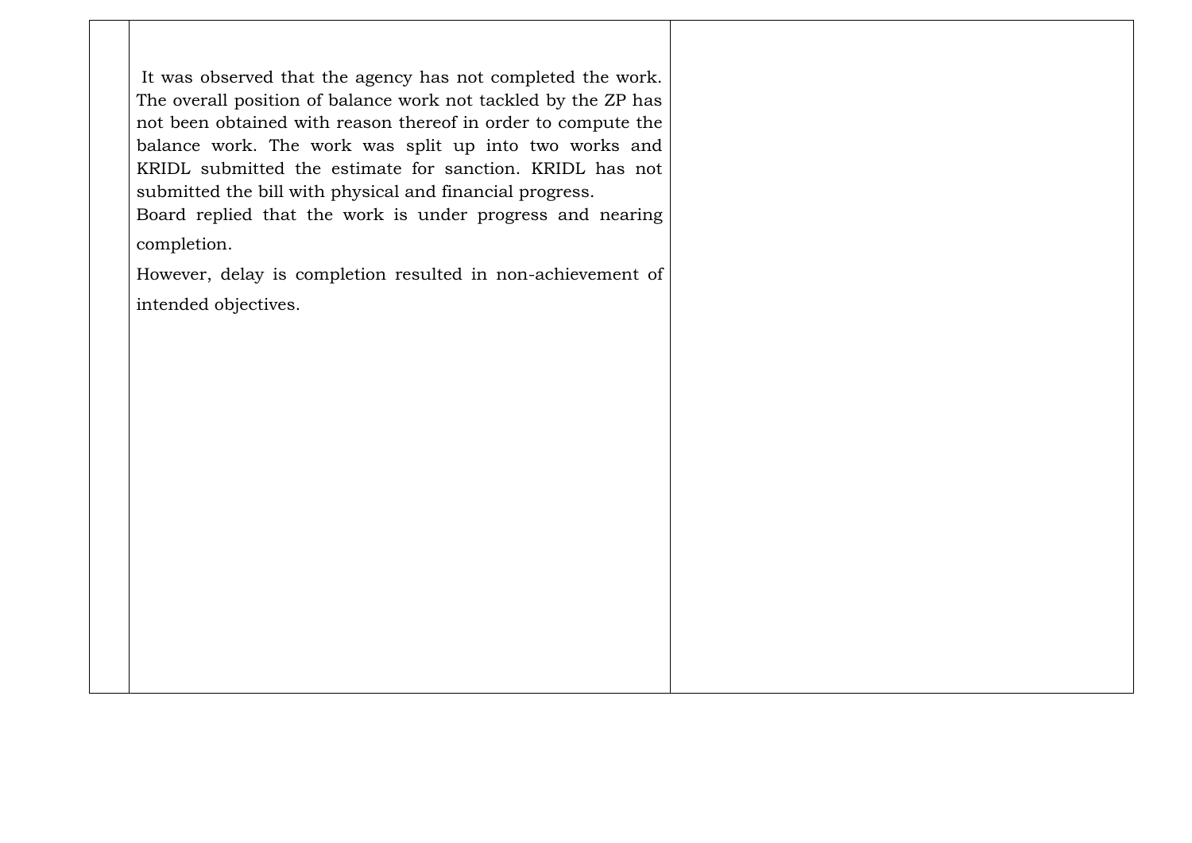| | | |
|---|---|---|
| | It was observed that the agency has not completed the work. The overall position of balance work not tackled by the ZP has not been obtained with reason thereof in order to compute the balance work. The work was split up into two works and KRIDL submitted the estimate for sanction. KRIDL has not submitted the bill with physical and financial progress.<br>Board replied that the work is under progress and nearing completion.<br>However, delay is completion resulted in non-achievement of intended objectives. | |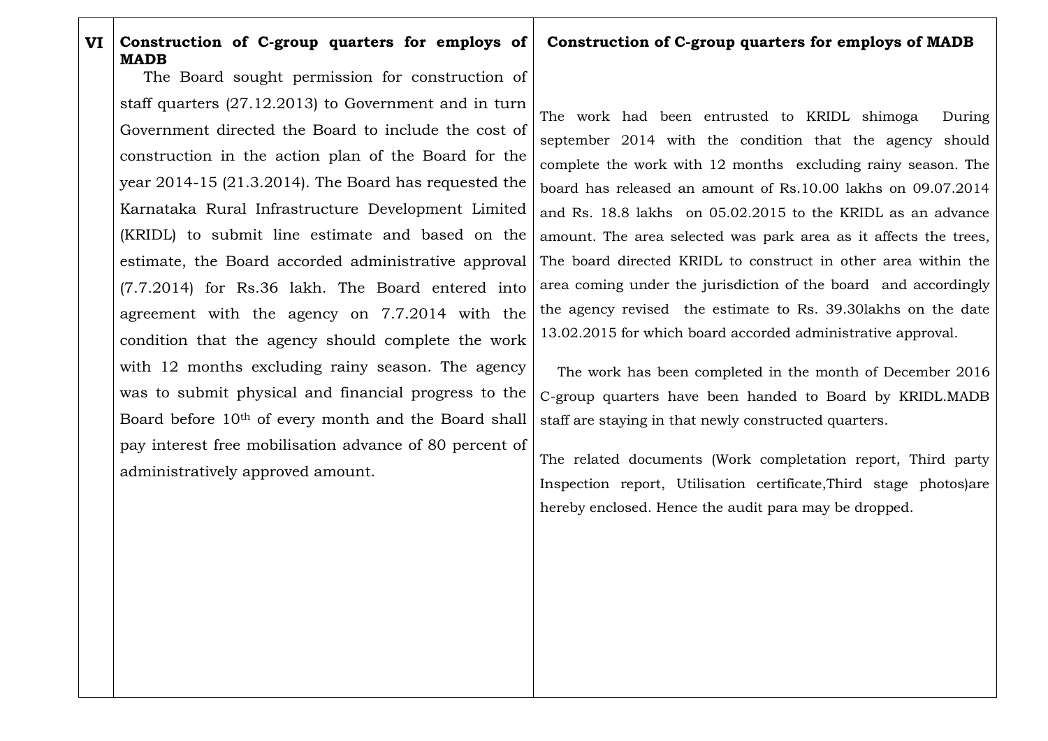| | | |
|---|---|---|
| VI | **Construction of C-group quarters for employs of MADB**<br>The Board sought permission for construction of staff quarters (27.12.2013) to Government and in turn Government directed the Board to include the cost of construction in the action plan of the Board for the year 2014-15 (21.3.2014). The Board has requested the Karnataka Rural Infrastructure Development Limited (KRIDL) to submit line estimate and based on the estimate, the Board accorded administrative approval (7.7.2014) for Rs.36 lakh. The Board entered into agreement with the agency on 7.7.2014 with the condition that the agency should complete the work with 12 months excluding rainy season. The agency was to submit physical and financial progress to the Board before 10th of every month and the Board shall pay interest free mobilisation advance of 80 percent of administratively approved amount. | **Construction of C-group quarters for employs of MADB**<br>The work had been entrusted to KRIDL shimoga During september 2014 with the condition that the agency should complete the work with 12 months excluding rainy season. The board has released an amount of Rs.10.00 lakhs on 09.07.2014 and Rs. 18.8 lakhs on 05.02.2015 to the KRIDL as an advance amount. The area selected was park area as it affects the trees, The board directed KRIDL to construct in other area within the area coming under the jurisdiction of the board and accordingly the agency revised the estimate to Rs. 39.30lakhs on the date 13.02.2015 for which board accorded administrative approval.<br>The work has been completed in the month of December 2016 C-group quarters have been handed to Board by KRIDL.MADB staff are staying in that newly constructed quarters.<br>The related documents (Work completation report, Third party Inspection report, Utilisation certificate,Third stage photos)are hereby enclosed. Hence the audit para may be dropped. |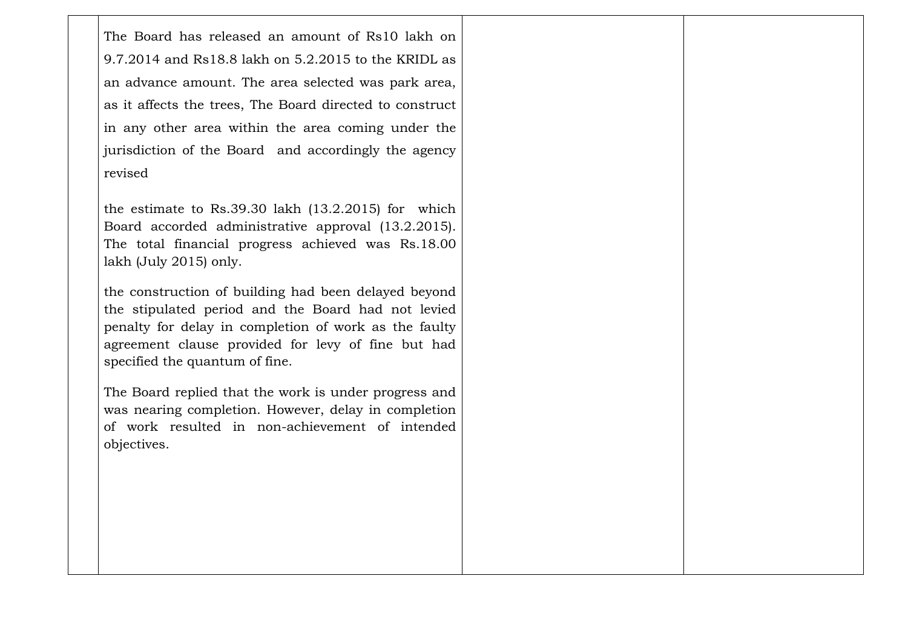| | | | |
|---|---|---|---|
| | The Board has released an amount of Rs10 lakh on 9.7.2014 and Rs18.8 lakh on 5.2.2015 to the KRIDL as an advance amount. The area selected was park area, as it affects the trees, The Board directed to construct in any other area within the area coming under the jurisdiction of the Board and accordingly the agency revised<br><br>the estimate to Rs.39.30 lakh (13.2.2015) for which Board accorded administrative approval (13.2.2015). The total financial progress achieved was Rs.18.00 lakh (July 2015) only.<br><br>the construction of building had been delayed beyond the stipulated period and the Board had not levied penalty for delay in completion of work as the faulty agreement clause provided for levy of fine but had specified the quantum of fine.<br><br>The Board replied that the work is under progress and was nearing completion. However, delay in completion of work resulted in non-achievement of intended objectives. | | |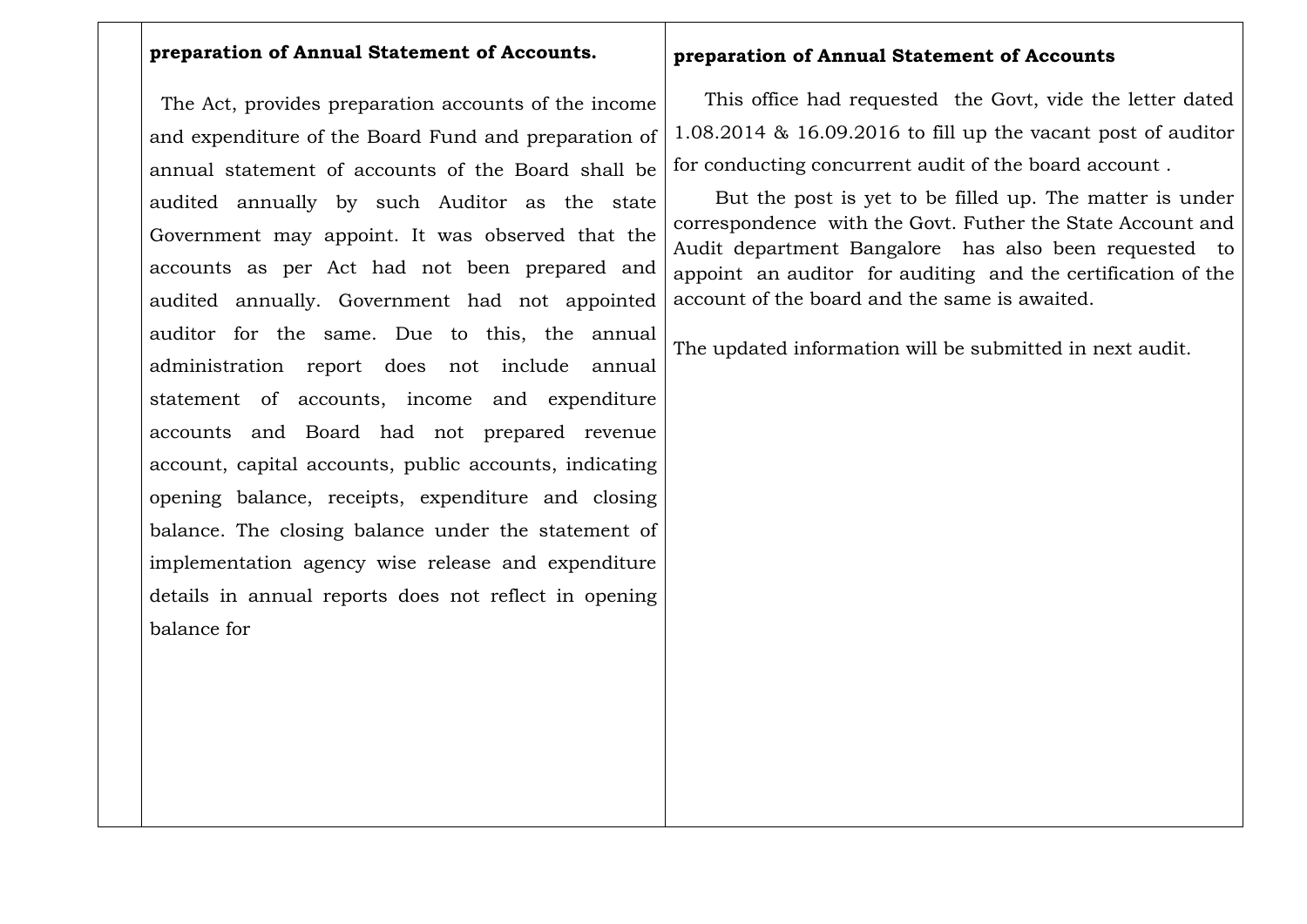| | | |
|---|---|---|
| | **preparation of Annual Statement of Accounts.**<br><br>The Act, provides preparation accounts of the income and expenditure of the Board Fund and preparation of annual statement of accounts of the Board shall be audited annually by such Auditor as the state Government may appoint. It was observed that the accounts as per Act had not been prepared and audited annually. Government had not appointed auditor for the same. Due to this, the annual administration report does not include annual statement of accounts, income and expenditure accounts and Board had not prepared revenue account, capital accounts, public accounts, indicating opening balance, receipts, expenditure and closing balance. The closing balance under the statement of implementation agency wise release and expenditure details in annual reports does not reflect in opening balance for | **preparation of Annual Statement of Accounts**<br><br>This office had requested the Govt, vide the letter dated 1.08.2014 & 16.09.2016 to fill up the vacant post of auditor for conducting concurrent audit of the board account .<br><br>But the post is yet to be filled up. The matter is under correspondence with the Govt. Futher the State Account and Audit department Bangalore has also been requested to appoint an auditor for auditing and the certification of the account of the board and the same is awaited.<br><br>The updated information will be submitted in next audit. |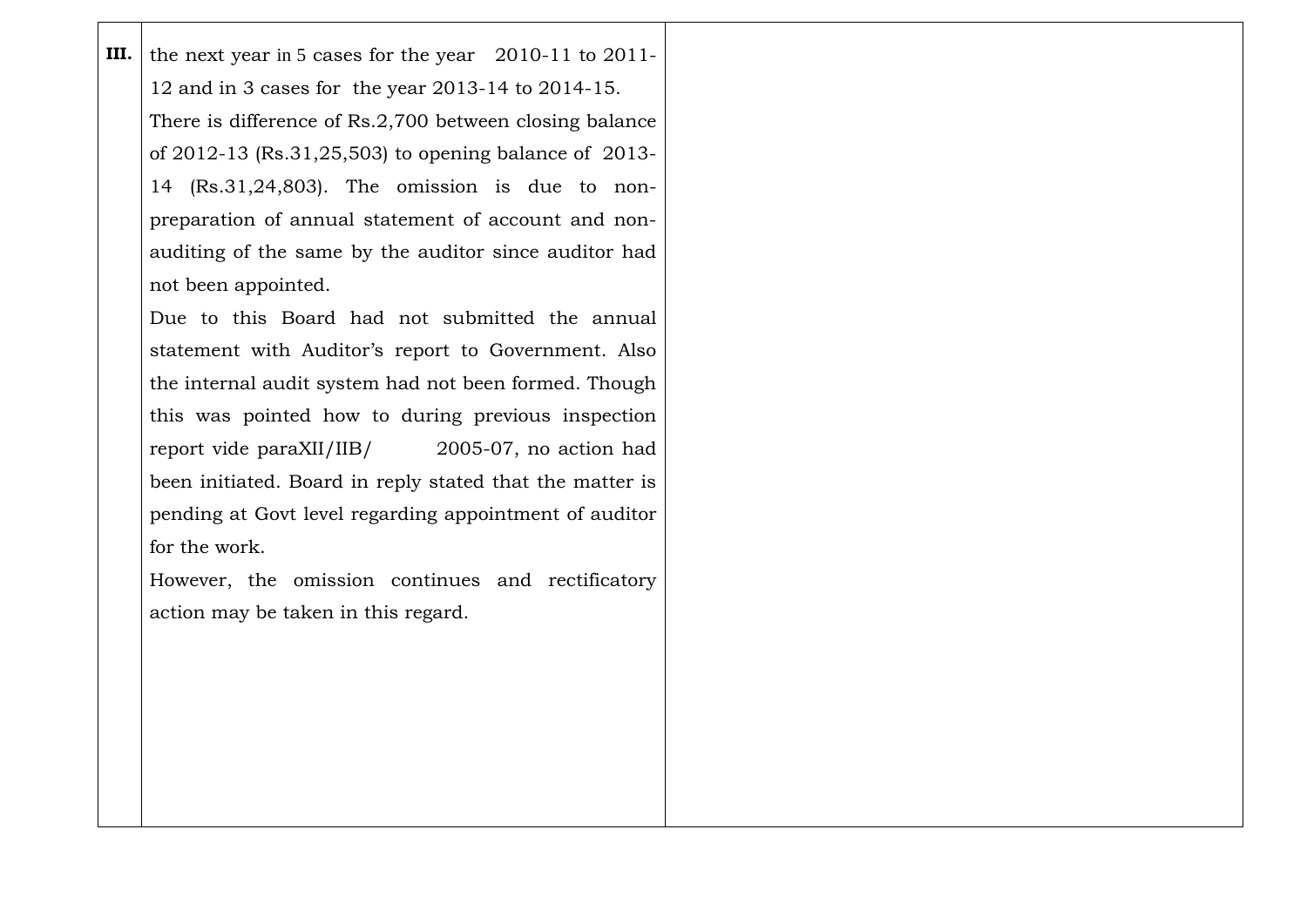| | | |
|---|---|---|
| **III.** | the next year in 5 cases for the year 2010-11 to 2011-12 and in 3 cases for the year 2013-14 to 2014-15.<br>There is difference of Rs.2,700 between closing balance of 2012-13 (Rs.31,25,503) to opening balance of 2013-14 (Rs.31,24,803). The omission is due to non-preparation of annual statement of account and non-auditing of the same by the auditor since auditor had not been appointed.<br>Due to this Board had not submitted the annual statement with Auditor's report to Government. Also the internal audit system had not been formed. Though this was pointed how to during previous inspection report vide paraXII/IIB/ 2005-07, no action had been initiated. Board in reply stated that the matter is pending at Govt level regarding appointment of auditor for the work.<br>However, the omission continues and rectificatory action may be taken in this regard. | |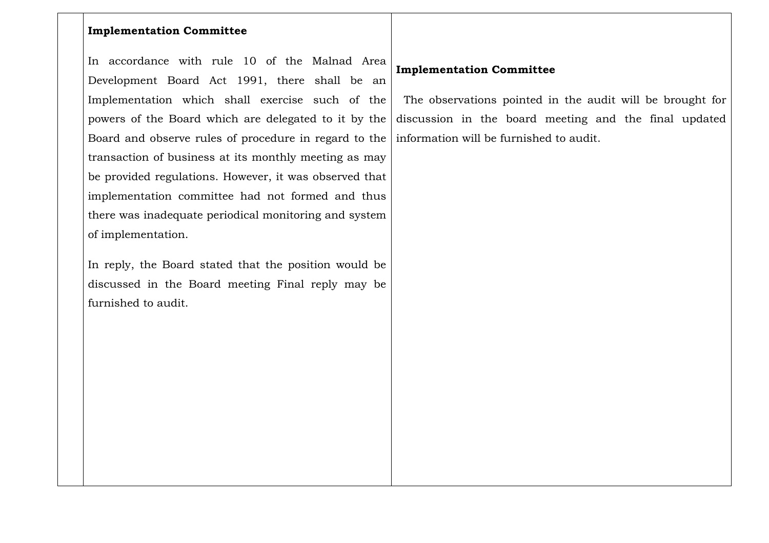| | | |
|---|---|---|
| | **Implementation Committee**<br><br>In accordance with rule 10 of the Malnad Area Development Board Act 1991, there shall be an Implementation which shall exercise such of the powers of the Board which are delegated to it by the Board and observe rules of procedure in regard to the transaction of business at its monthly meeting as may be provided regulations. However, it was observed that implementation committee had not formed and thus there was inadequate periodical monitoring and system of implementation.<br><br>In reply, the Board stated that the position would be discussed in the Board meeting Final reply may be furnished to audit. | **Implementation Committee**<br><br>The observations pointed in the audit will be brought for discussion in the board meeting and the final updated information will be furnished to audit. |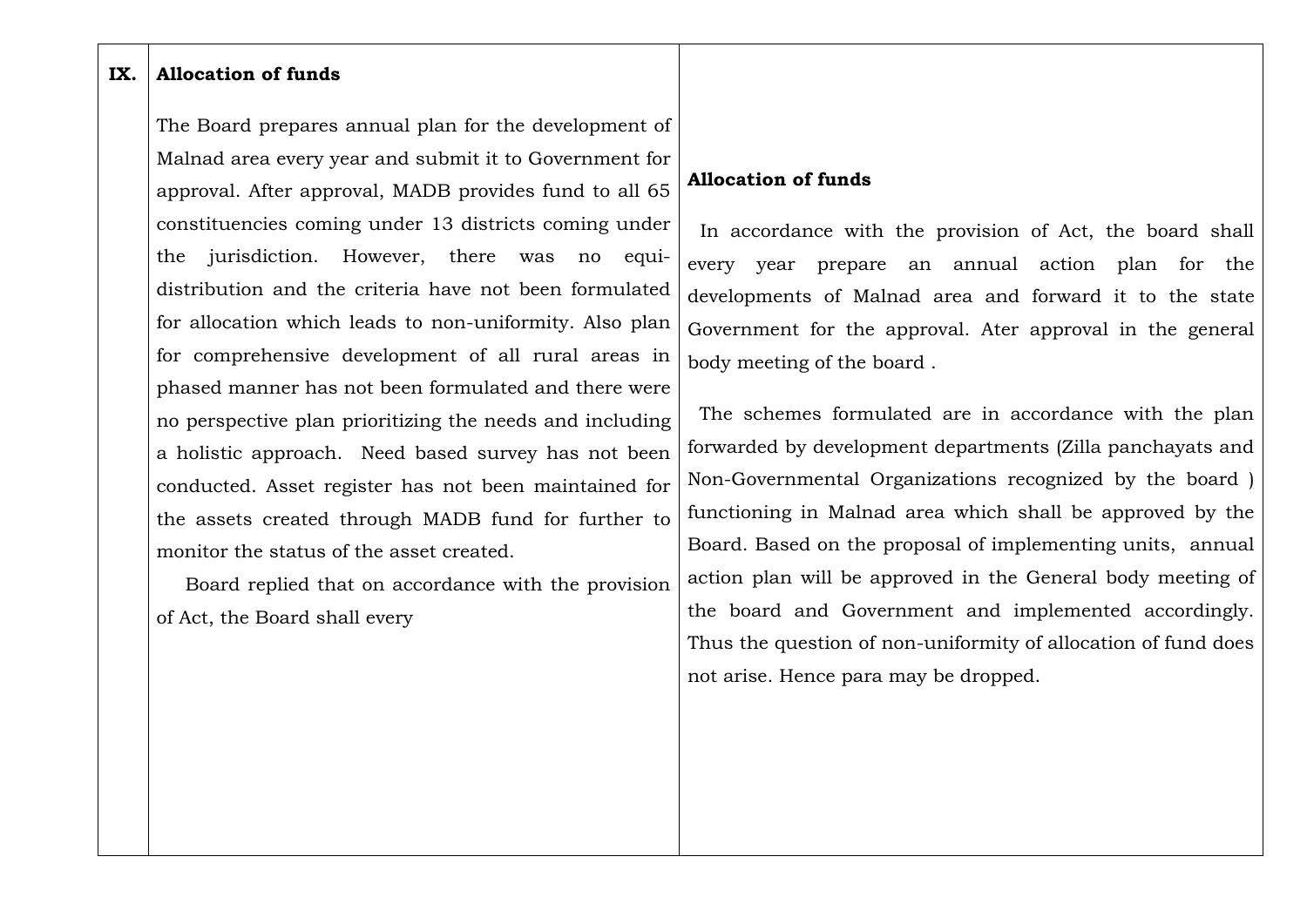| | | |
|---|---|---|
| **IX.** | **Allocation of funds**<br><br>The Board prepares annual plan for the development of Malnad area every year and submit it to Government for approval. After approval, MADB provides fund to all 65 constituencies coming under 13 districts coming under the jurisdiction. However, there was no equi-distribution and the criteria have not been formulated for allocation which leads to non-uniformity. Also plan for comprehensive development of all rural areas in phased manner has not been formulated and there were no perspective plan prioritizing the needs and including a holistic approach. Need based survey has not been conducted. Asset register has not been maintained for the assets created through MADB fund for further to monitor the status of the asset created.<br><br>Board replied that on accordance with the provision of Act, the Board shall every | **Allocation of funds**<br><br>In accordance with the provision of Act, the board shall every year prepare an annual action plan for the developments of Malnad area and forward it to the state Government for the approval. Ater approval in the general body meeting of the board .<br><br>The schemes formulated are in accordance with the plan forwarded by development departments (Zilla panchayats and Non-Governmental Organizations recognized by the board ) functioning in Malnad area which shall be approved by the Board. Based on the proposal of implementing units, annual action plan will be approved in the General body meeting of the board and Government and implemented accordingly. Thus the question of non-uniformity of allocation of fund does not arise. Hence para may be dropped. |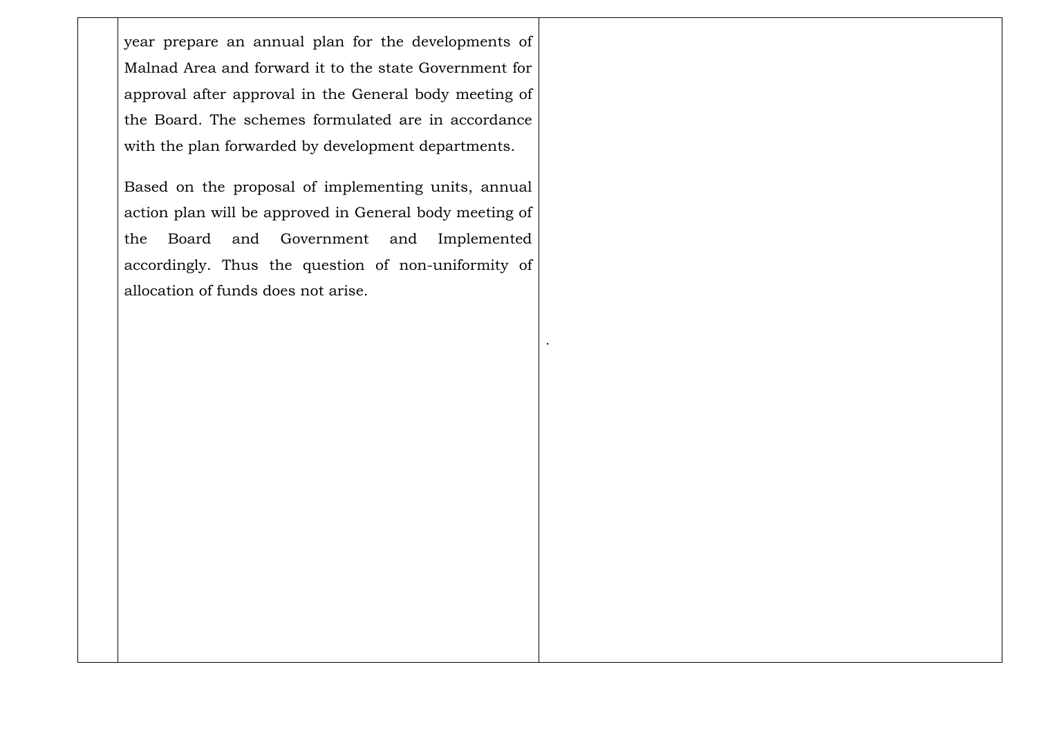| | | |
|---|---|---|
| | year prepare an annual plan for the developments of Malnad Area and forward it to the state Government for approval after approval in the General body meeting of the Board. The schemes formulated are in accordance with the plan forwarded by development departments.<br><br>Based on the proposal of implementing units, annual action plan will be approved in General body meeting of the Board and Government and Implemented accordingly. Thus the question of non-uniformity of allocation of funds does not arise. | . |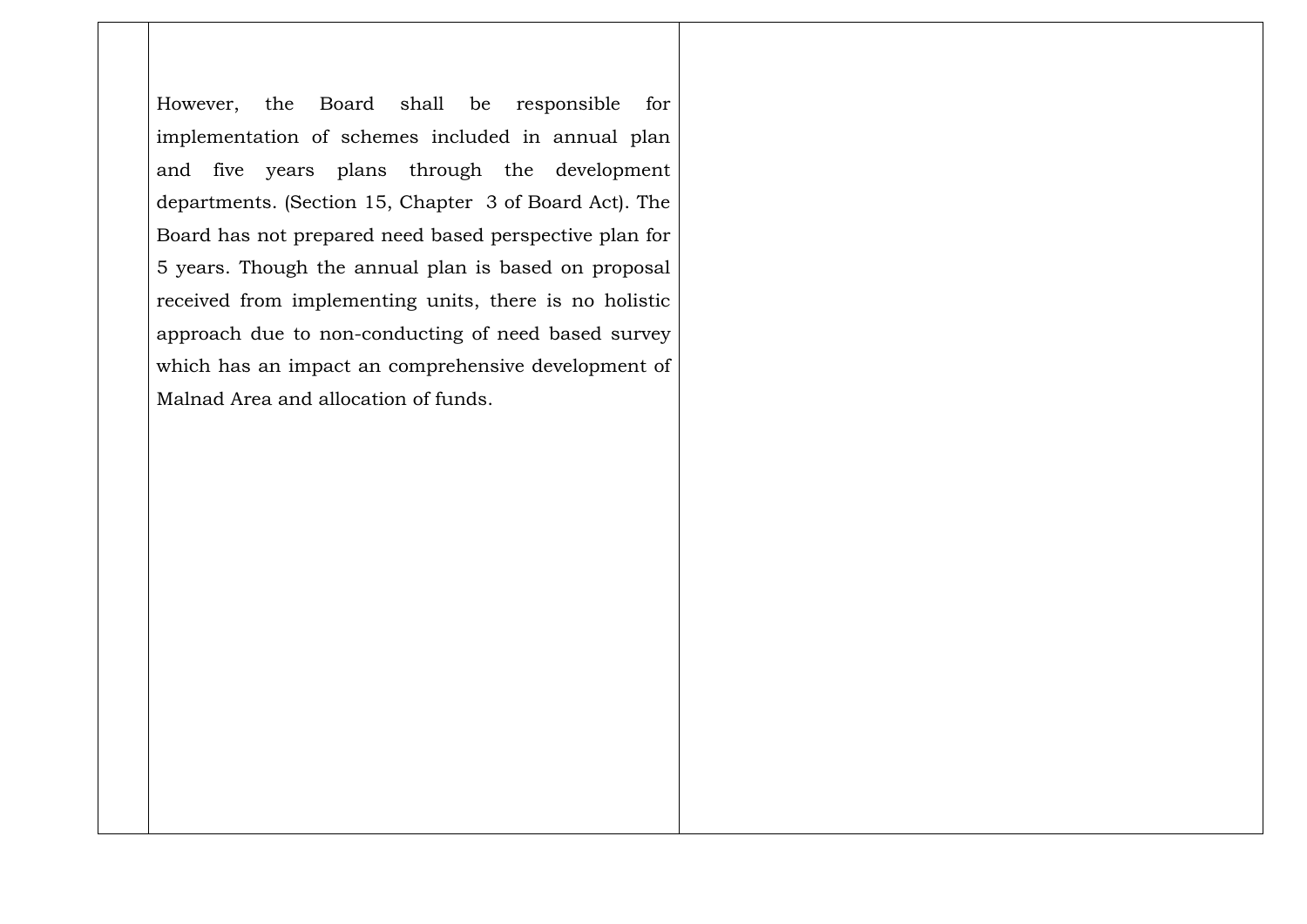|  |  |  |
|---|---|---|
|  | However, the Board shall be responsible for implementation of schemes included in annual plan and five years plans through the development departments. (Section 15, Chapter 3 of Board Act). The Board has not prepared need based perspective plan for 5 years. Though the annual plan is based on proposal received from implementing units, there is no holistic approach due to non-conducting of need based survey which has an impact an comprehensive development of Malnad Area and allocation of funds. |  |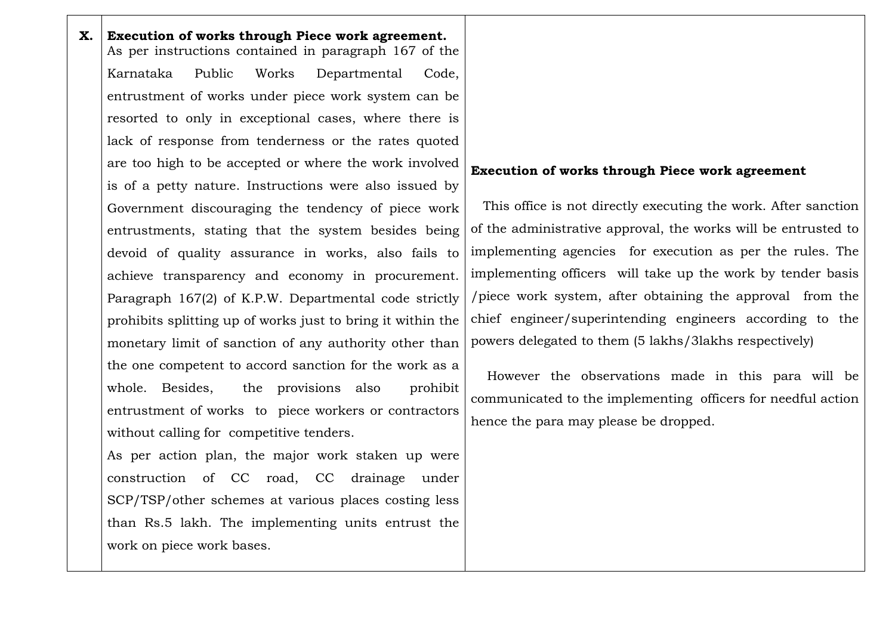| | | |
|---|---|---|
| **X.** | **Execution of works through Piece work agreement.**<br>As per instructions contained in paragraph 167 of the Karnataka Public Works Departmental Code, entrustment of works under piece work system can be resorted to only in exceptional cases, where there is lack of response from tenderness or the rates quoted are too high to be accepted or where the work involved is of a petty nature. Instructions were also issued by Government discouraging the tendency of piece work entrustments, stating that the system besides being devoid of quality assurance in works, also fails to achieve transparency and economy in procurement. Paragraph 167(2) of K.P.W. Departmental code strictly prohibits splitting up of works just to bring it within the monetary limit of sanction of any authority other than the one competent to accord sanction for the work as a whole. Besides, the provisions also prohibit entrustment of works to piece workers or contractors without calling for competitive tenders.<br>As per action plan, the major work staken up were construction of CC road, CC drainage under SCP/TSP/other schemes at various places costing less than Rs.5 lakh. The implementing units entrust the work on piece work bases. | **Execution of works through Piece work agreement**<br><br>This office is not directly executing the work. After sanction of the administrative approval, the works will be entrusted to implementing agencies for execution as per the rules. The implementing officers will take up the work by tender basis /piece work system, after obtaining the approval from the chief engineer/superintending engineers according to the powers delegated to them (5 lakhs/3lakhs respectively)<br><br>However the observations made in this para will be communicated to the implementing officers for needful action hence the para may please be dropped. |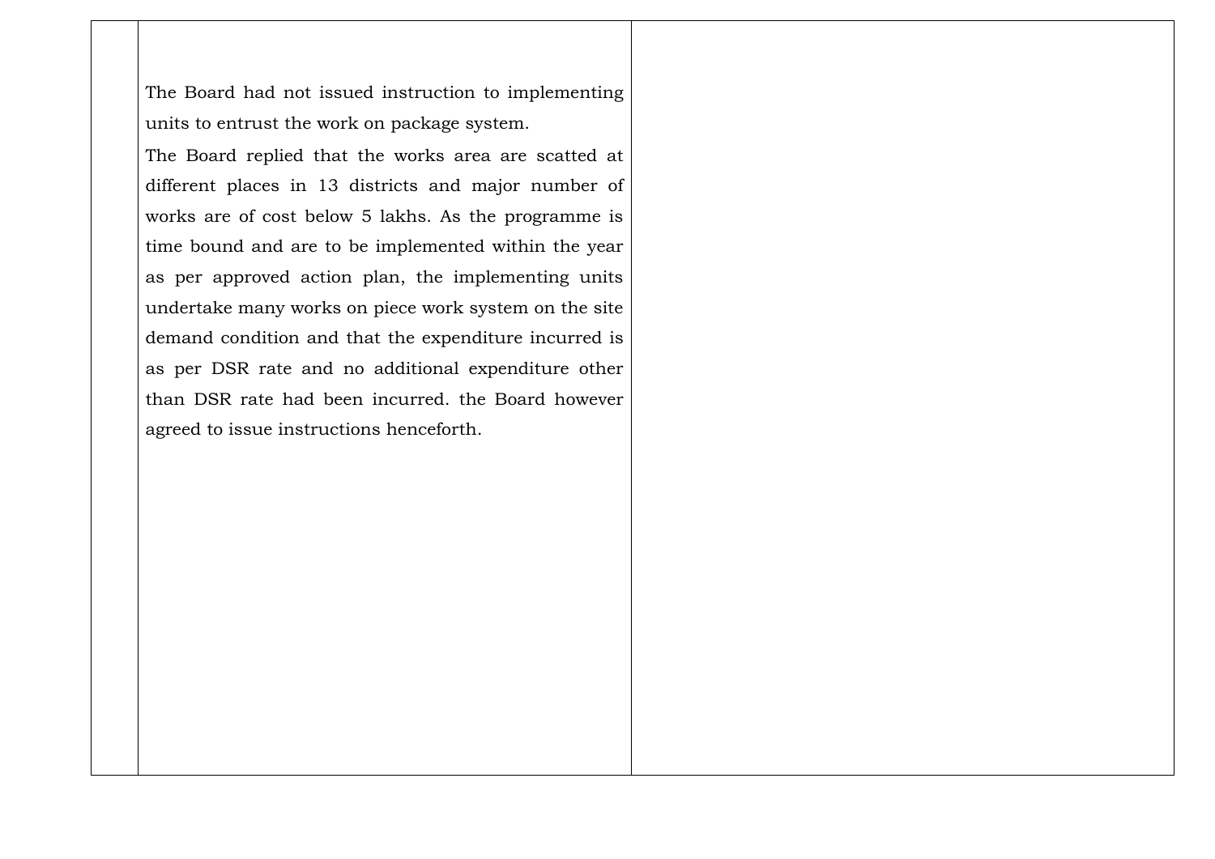| | | |
|---|---|---|
| | The Board had not issued instruction to implementing units to entrust the work on package system.<br>The Board replied that the works area are scatted at different places in 13 districts and major number of works are of cost below 5 lakhs. As the programme is time bound and are to be implemented within the year as per approved action plan, the implementing units undertake many works on piece work system on the site demand condition and that the expenditure incurred is as per DSR rate and no additional expenditure other than DSR rate had been incurred. the Board however agreed to issue instructions henceforth. | |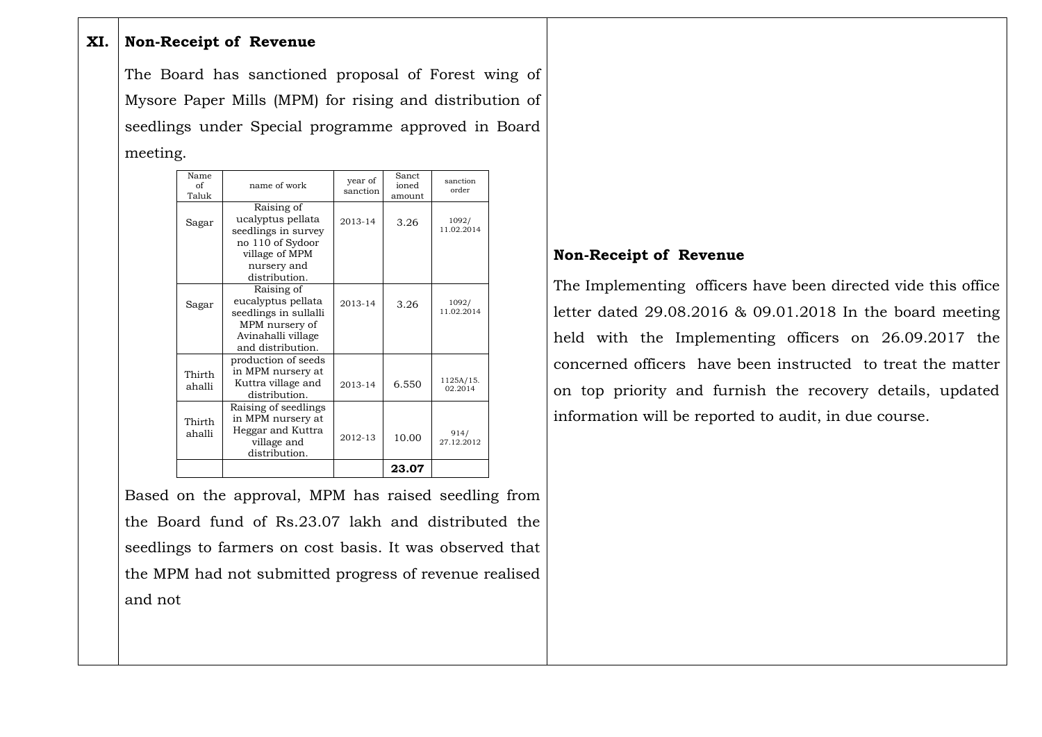**XI.** **Non-Receipt of Revenue**

The Board has sanctioned proposal of Forest wing of Mysore Paper Mills (MPM) for rising and distribution of seedlings under Special programme approved in Board meeting.

| Name of Taluk | name of work | year of sanction | Sanctioned amount | sanction order |
|---|---|---|---|---|
| Sagar | Raising of ucalyptus pellata seedlings in survey no 110 of Sydoor village of MPM nursery and distribution. | 2013-14 | 3.26 | 1092/ 11.02.2014 |
| Sagar | Raising of eucalyptus pellata seedlings in sullalli MPM nursery of Avinahalli village and distribution. | 2013-14 | 3.26 | 1092/ 11.02.2014 |
| Thirthahalli | production of seeds in MPM nursery at Kuttra village and distribution. | 2013-14 | 6.550 | 1125A/15. 02.2014 |
| Thirthahalli | Raising of seedlings in MPM nursery at Heggar and Kuttra village and distribution. | 2012-13 | 10.00 | 914/ 27.12.2012 |
| | | | **23.07** | |

Based on the approval, MPM has raised seedling from the Board fund of Rs.23.07 lakh and distributed the seedlings to farmers on cost basis. It was observed that the MPM had not submitted progress of revenue realised and not

**Non-Receipt of Revenue**

The Implementing officers have been directed vide this office letter dated 29.08.2016 & 09.01.2018 In the board meeting held with the Implementing officers on 26.09.2017 the concerned officers have been instructed to treat the matter on top priority and furnish the recovery details, updated information will be reported to audit, in due course.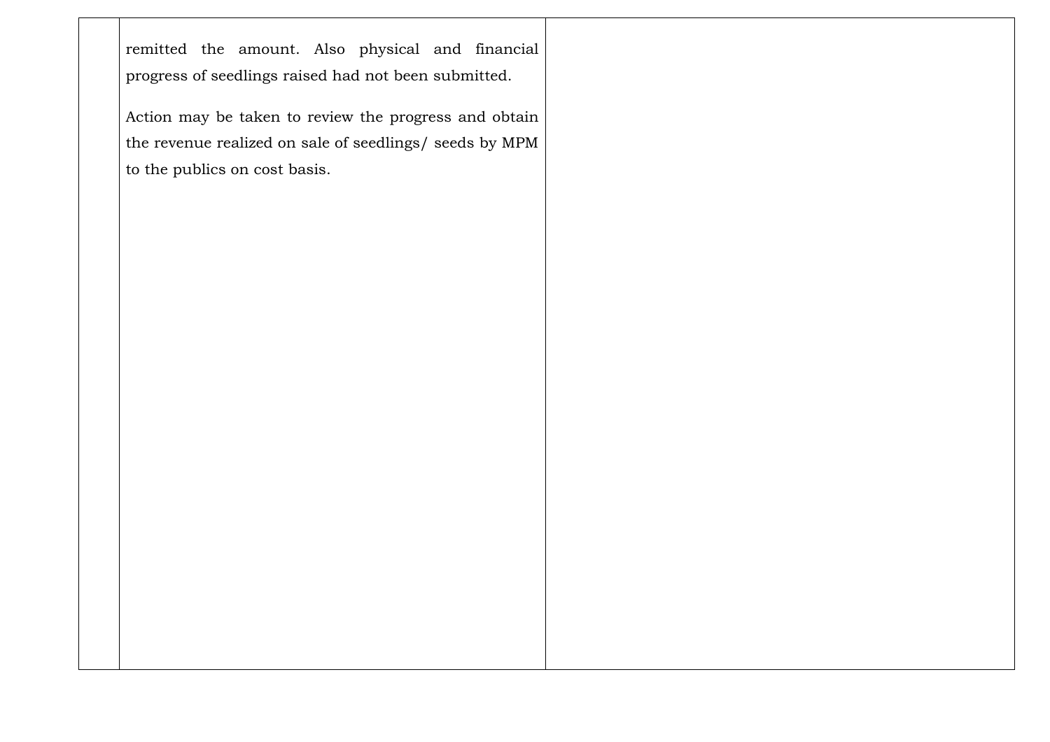| | | |
|---|---|---|
| | remitted the amount. Also physical and financial progress of seedlings raised had not been submitted.<br><br>Action may be taken to review the progress and obtain the revenue realized on sale of seedlings/ seeds by MPM to the publics on cost basis. | |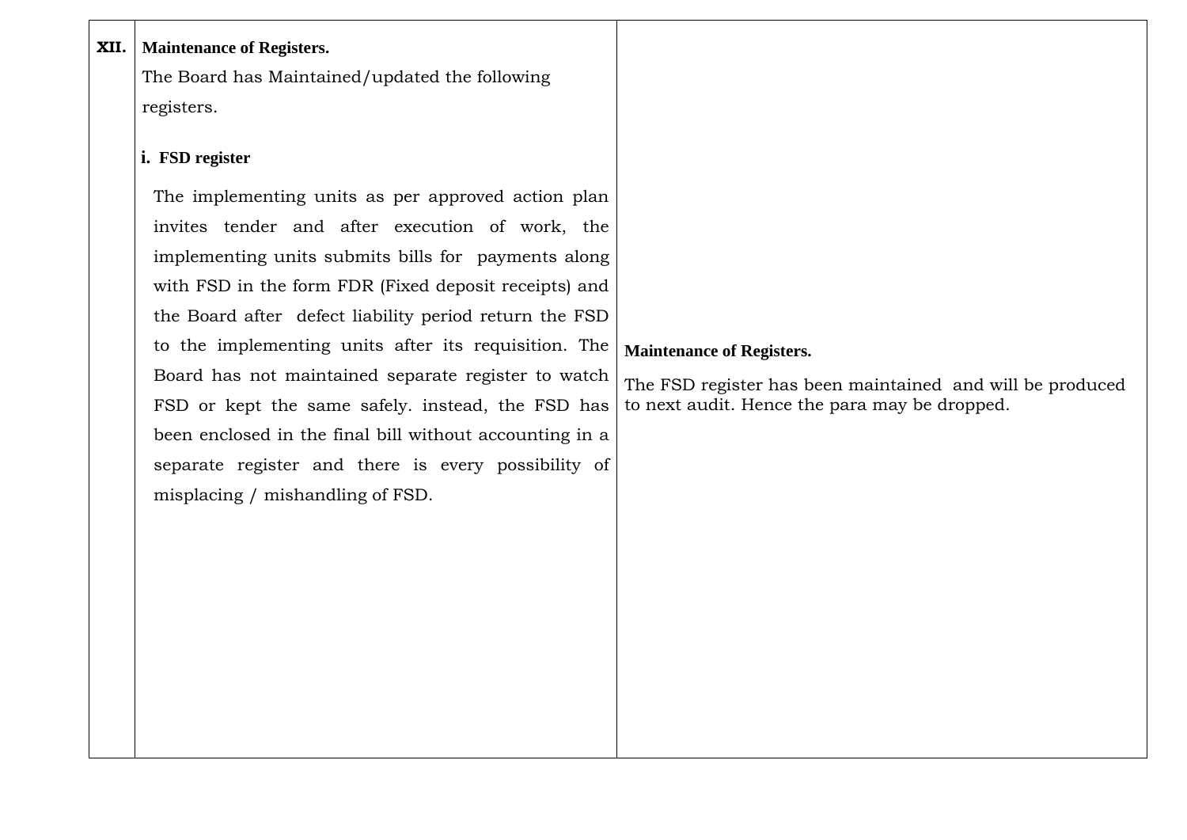| | | |
|---|---|---|
| **XII.** | **Maintenance of Registers.**<br>The Board has Maintained/updated the following registers.<br><br>**i. FSD register**<br><br>The implementing units as per approved action plan invites tender and after execution of work, the implementing units submits bills for payments along with FSD in the form FDR (Fixed deposit receipts) and the Board after defect liability period return the FSD to the implementing units after its requisition. The Board has not maintained separate register to watch FSD or kept the same safely. instead, the FSD has been enclosed in the final bill without accounting in a separate register and there is every possibility of misplacing / mishandling of FSD. | **Maintenance of Registers.**<br><br>The FSD register has been maintained and will be produced to next audit. Hence the para may be dropped. |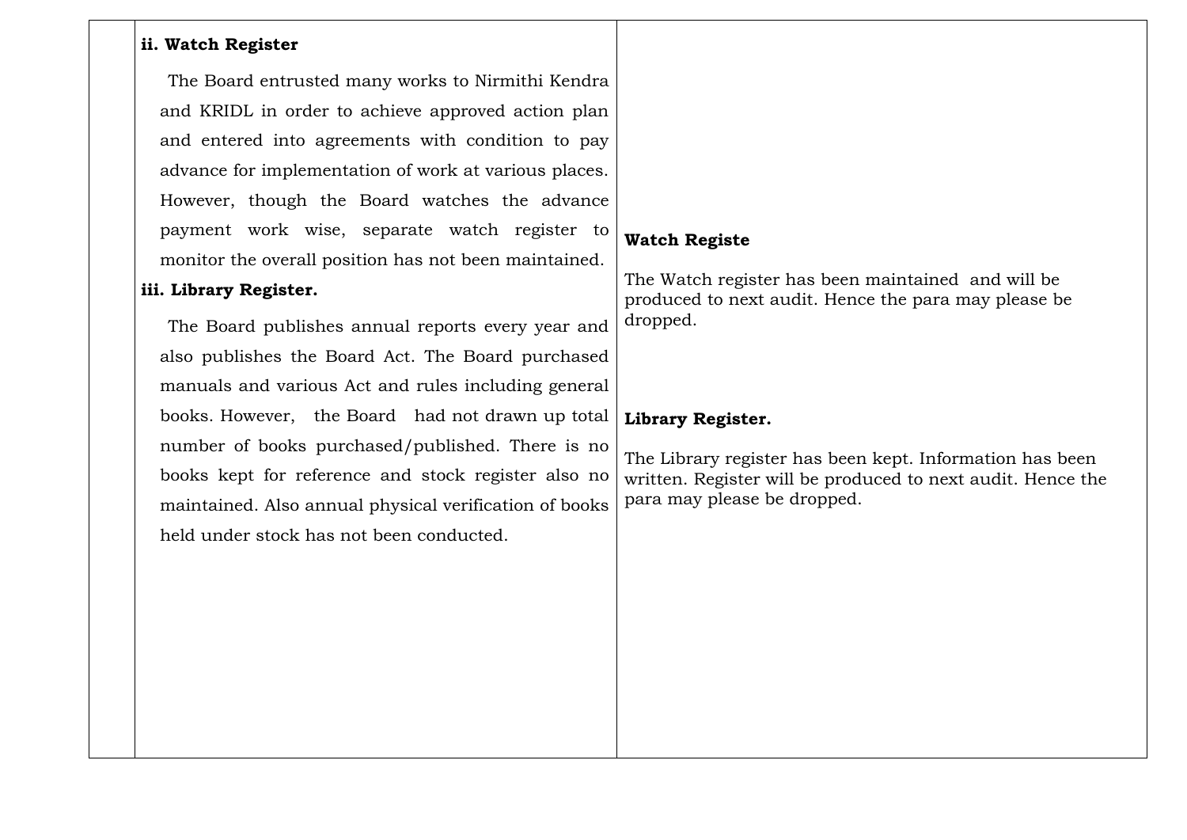| | | |
|---|---|---|
| | **ii. Watch Register**<br><br>The Board entrusted many works to Nirmithi Kendra and KRIDL in order to achieve approved action plan and entered into agreements with condition to pay advance for implementation of work at various places. However, though the Board watches the advance payment work wise, separate watch register to monitor the overall position has not been maintained. | **Watch Registe**<br><br>The Watch register has been maintained and will be produced to next audit. Hence the para may please be dropped. |
| | **iii. Library Register.**<br><br>The Board publishes annual reports every year and also publishes the Board Act. The Board purchased manuals and various Act and rules including general books. However, the Board had not drawn up total number of books purchased/published. There is no books kept for reference and stock register also no maintained. Also annual physical verification of books held under stock has not been conducted. | **Library Register.**<br><br>The Library register has been kept. Information has been written. Register will be produced to next audit. Hence the para may please be dropped. |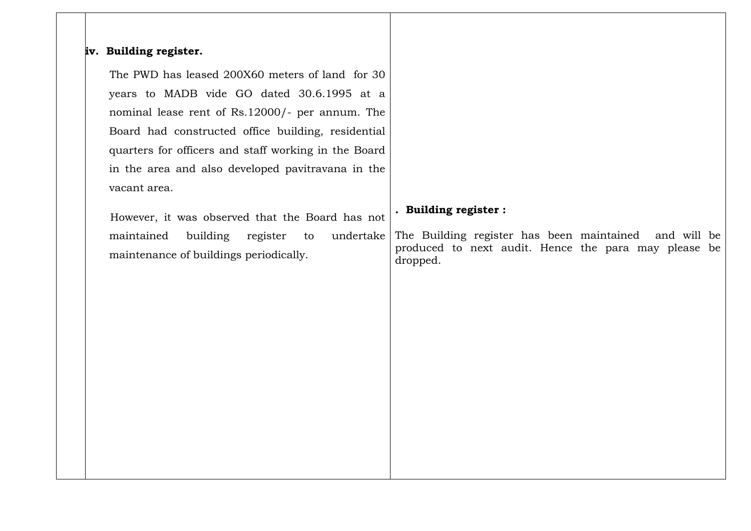| | | |
|---|---|---|
| | **iv. Building register.**<br><br>The PWD has leased 200X60 meters of land for 30 years to MADB vide GO dated 30.6.1995 at a nominal lease rent of Rs.12000/- per annum. The Board had constructed office building, residential quarters for officers and staff working in the Board in the area and also developed pavitravana in the vacant area.<br><br>However, it was observed that the Board has not maintained building register to undertake maintenance of buildings periodically. | **. Building register :**<br><br>The Building register has been maintained and will be produced to next audit. Hence the para may please be dropped. |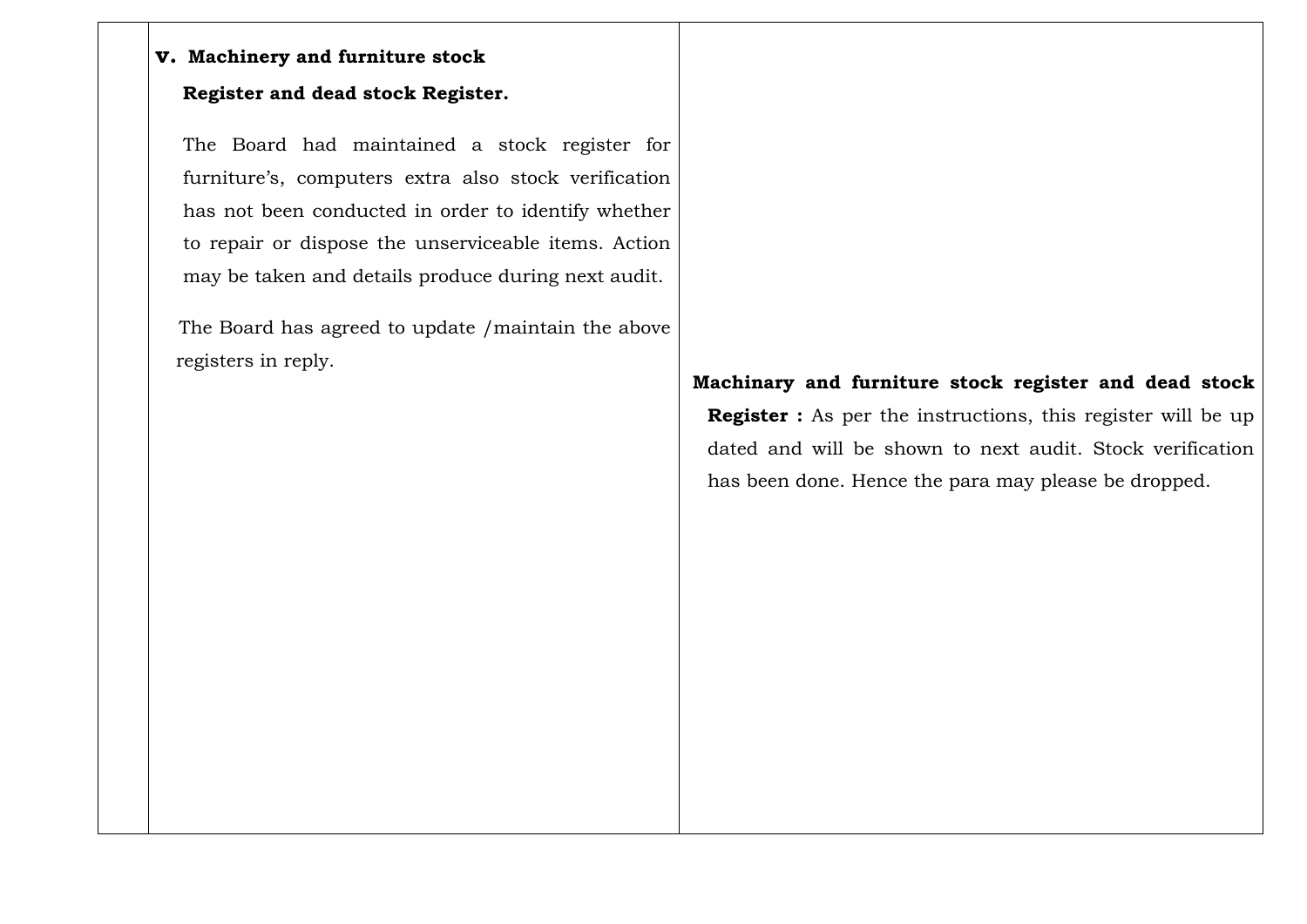| | | |
|---|---|---|
| | **v. Machinery and furniture stock Register and dead stock Register.**<br><br>The Board had maintained a stock register for furniture's, computers extra also stock verification has not been conducted in order to identify whether to repair or dispose the unserviceable items. Action may be taken and details produce during next audit.<br><br>The Board has agreed to update /maintain the above registers in reply. | **Machinary and furniture stock register and dead stock Register :** As per the instructions, this register will be up dated and will be shown to next audit. Stock verification has been done. Hence the para may please be dropped. |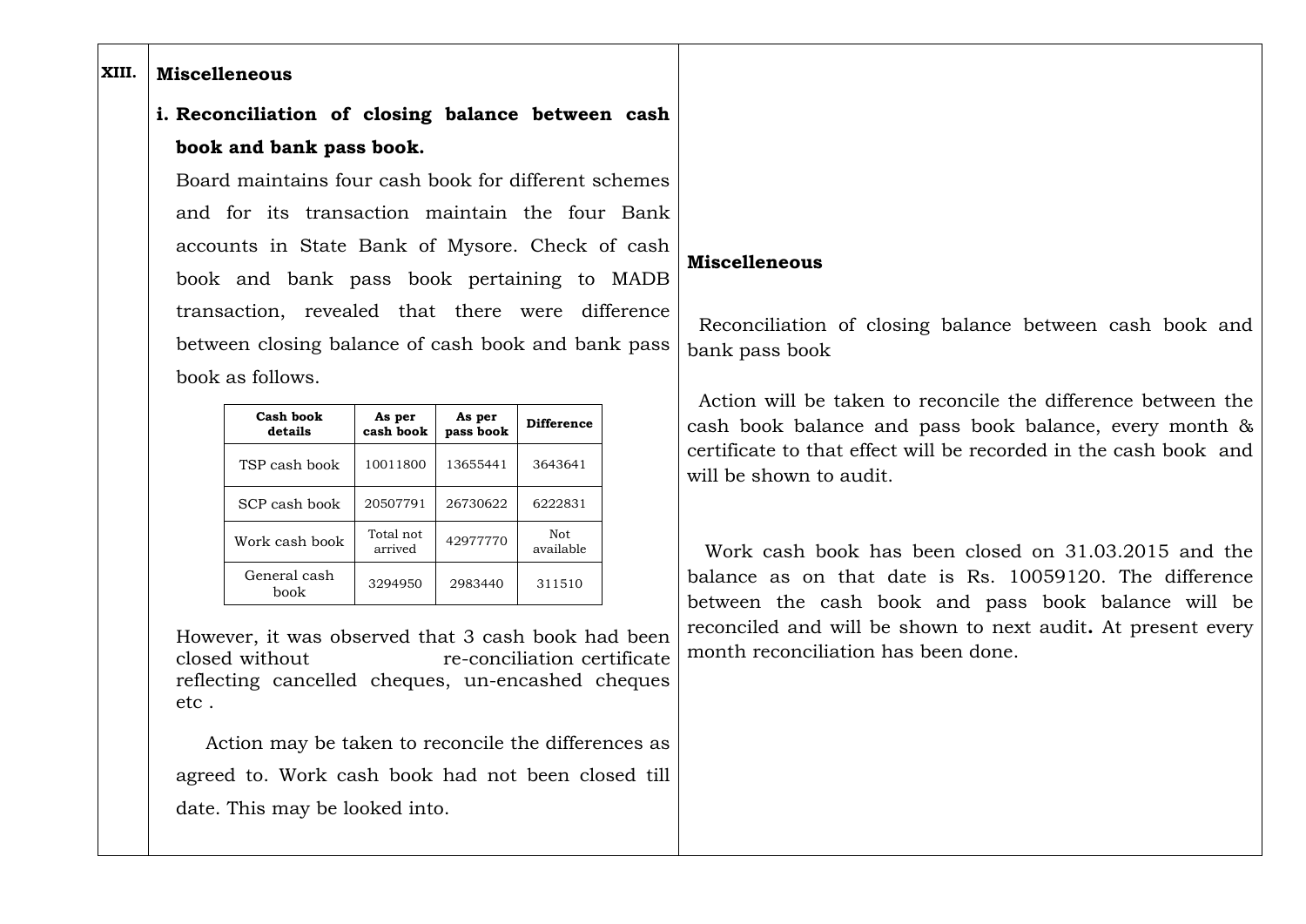**XIII. Miscelleneous**

**i. Reconciliation of closing balance between cash book and bank pass book.**

Board maintains four cash book for different schemes and for its transaction maintain the four Bank accounts in State Bank of Mysore. Check of cash book and bank pass book pertaining to MADB transaction, revealed that there were difference between closing balance of cash book and bank pass book as follows.

| Cash book details | As per cash book | As per pass book | Difference |
|---|---|---|---|
| TSP cash book | 10011800 | 13655441 | 3643641 |
| SCP cash book | 20507791 | 26730622 | 6222831 |
| Work cash book | Total not arrived | 42977770 | Not available |
| General cash book | 3294950 | 2983440 | 311510 |

However, it was observed that 3 cash book had been closed without re-conciliation certificate reflecting cancelled cheques, un-encashed cheques etc .

Action may be taken to reconcile the differences as agreed to. Work cash book had not been closed till date. This may be looked into.

**Miscelleneous**

Reconciliation of closing balance between cash book and bank pass book

Action will be taken to reconcile the difference between the cash book balance and pass book balance, every month & certificate to that effect will be recorded in the cash book and will be shown to audit.

Work cash book has been closed on 31.03.2015 and the balance as on that date is Rs. 10059120. The difference between the cash book and pass book balance will be reconciled and will be shown to next audit**.** At present every month reconciliation has been done.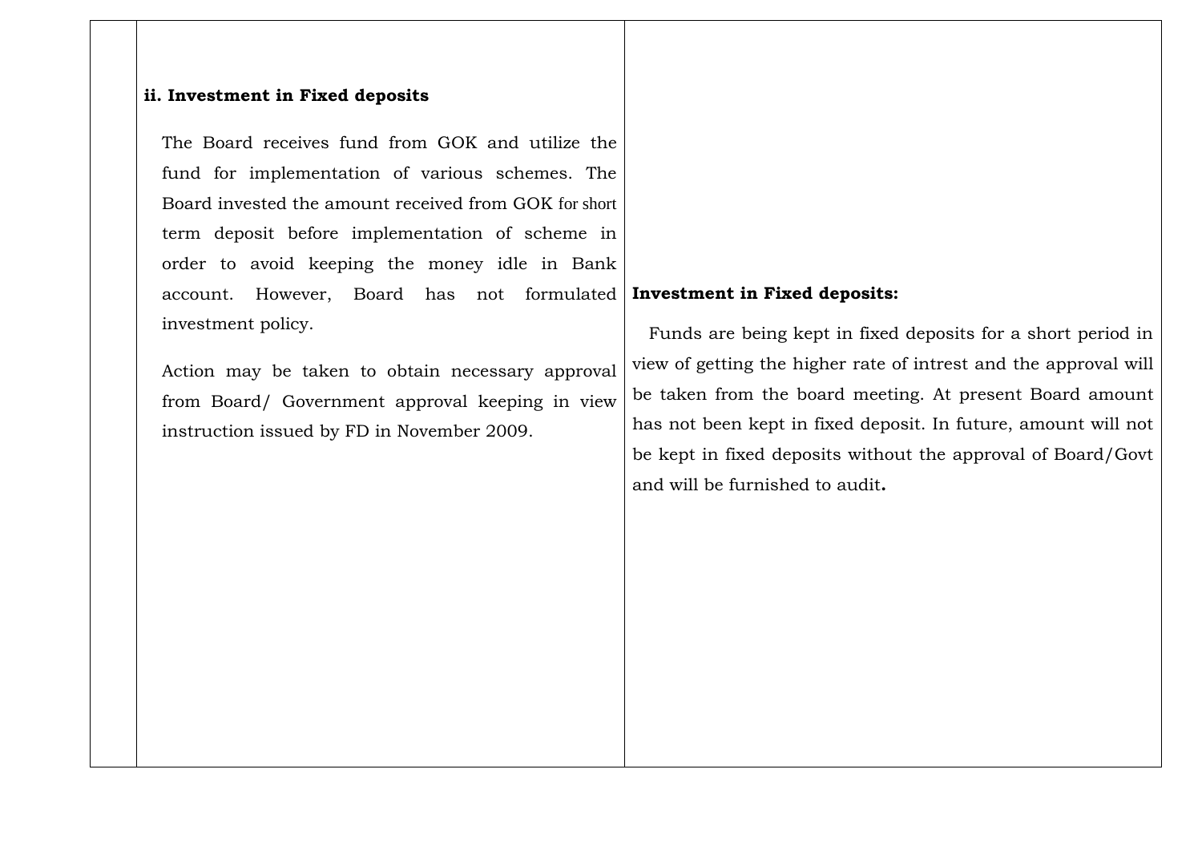| | | |
|---|---|---|
| | **ii. Investment in Fixed deposits**<br><br>The Board receives fund from GOK and utilize the fund for implementation of various schemes. The Board invested the amount received from GOK for short term deposit before implementation of scheme in order to avoid keeping the money idle in Bank account. However, Board has not formulated investment policy.<br><br>Action may be taken to obtain necessary approval from Board/ Government approval keeping in view instruction issued by FD in November 2009. | **Investment in Fixed deposits:**<br><br>Funds are being kept in fixed deposits for a short period in view of getting the higher rate of intrest and the approval will be taken from the board meeting. At present Board amount has not been kept in fixed deposit. In future, amount will not be kept in fixed deposits without the approval of Board/Govt and will be furnished to audit. |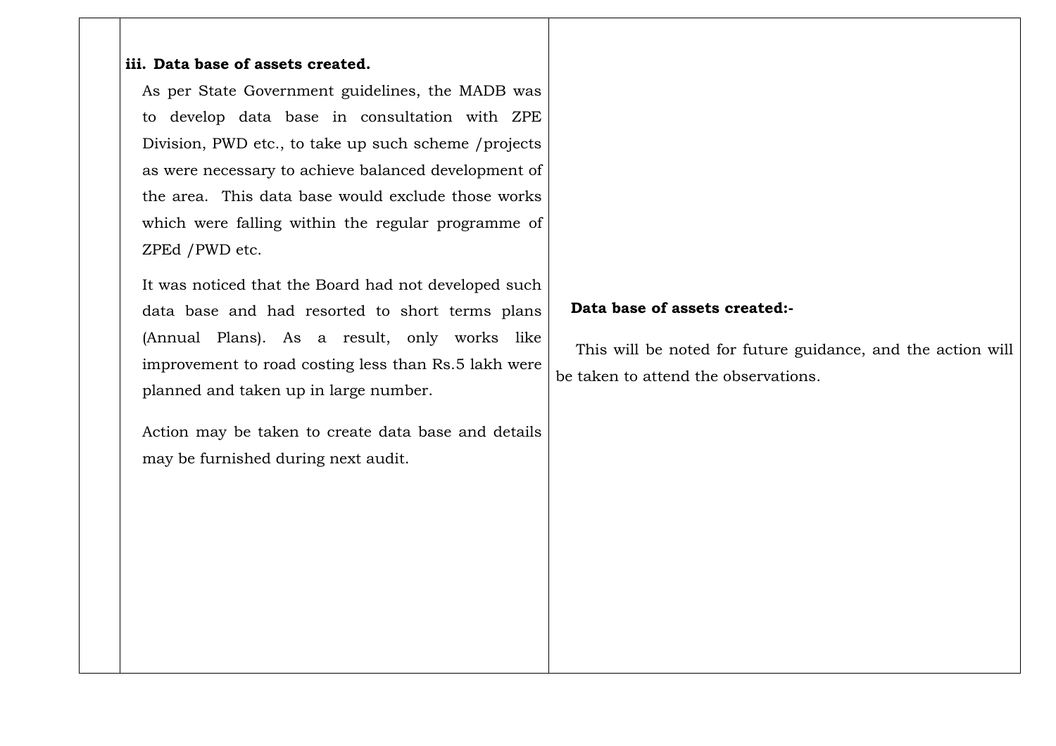| | | |
|---|---|---|
| | **iii. Data base of assets created.**<br><br>As per State Government guidelines, the MADB was to develop data base in consultation with ZPE Division, PWD etc., to take up such scheme /projects as were necessary to achieve balanced development of the area. This data base would exclude those works which were falling within the regular programme of ZPEd /PWD etc.<br><br>It was noticed that the Board had not developed such data base and had resorted to short terms plans (Annual Plans). As a result, only works like improvement to road costing less than Rs.5 lakh were planned and taken up in large number.<br><br>Action may be taken to create data base and details may be furnished during next audit. | **Data base of assets created:-**<br><br>This will be noted for future guidance, and the action will be taken to attend the observations. |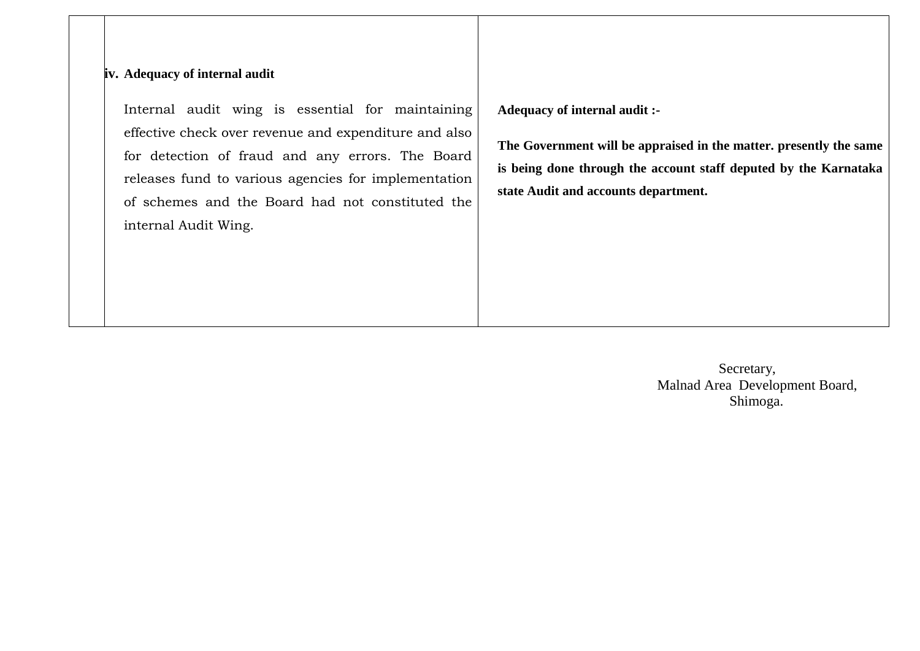| | | |
|---|---|---|
| | **iv. Adequacy of internal audit**<br><br>Internal audit wing is essential for maintaining effective check over revenue and expenditure and also for detection of fraud and any errors. The Board releases fund to various agencies for implementation of schemes and the Board had not constituted the internal Audit Wing. | **Adequacy of internal audit :-**<br><br>**The Government will be appraised in the matter. presently the same is being done through the account staff deputed by the Karnataka state Audit and accounts department.** |

Secretary,
Malnad Area Development Board,
Shimoga.